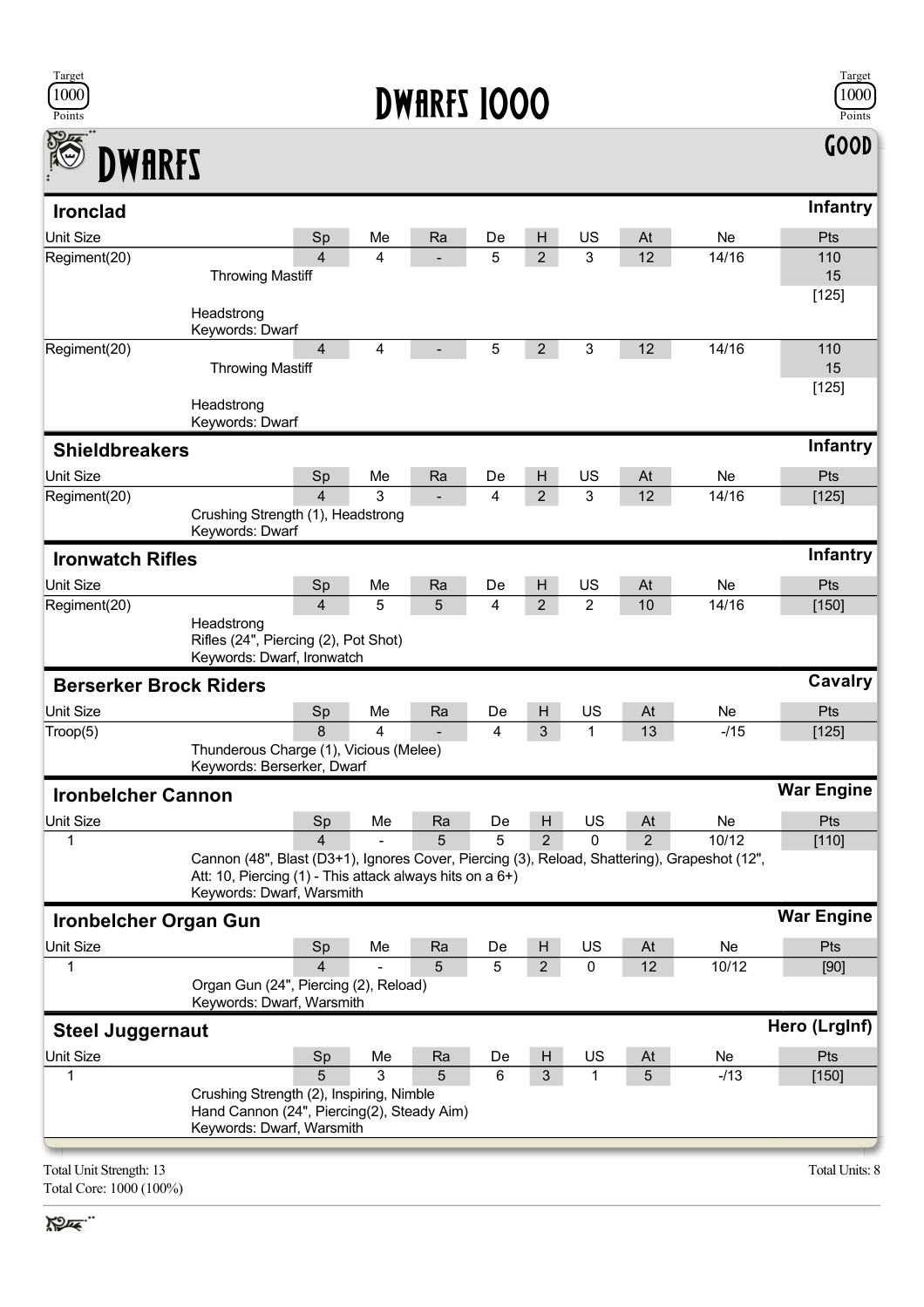Target 1000 Points

# Dwarfs 1000

Target 1000 Points

## Dwarfs

**Good**

### Ironclad

**Infantry**

| Unit Size | Sp | Me | Ra | De | H | US | At | Ne | Pts |
|---|---|---|---|---|---|---|---|---|---|
| Regiment(20) | 4 | 4 | - | 5 | 2 | 3 | 12 | 14/16 | 110 |
| Throwing Mastiff | | | | | | | | | 15 |
| | | | | | | | | | [125] |
| Headstrong<br>Keywords: Dwarf | | | | | | | | | |
| Regiment(20) | 4 | 4 | - | 5 | 2 | 3 | 12 | 14/16 | 110 |
| Throwing Mastiff | | | | | | | | | 15 |
| | | | | | | | | | [125] |
| Headstrong<br>Keywords: Dwarf | | | | | | | | | |

### Shieldbreakers

**Infantry**

| Unit Size | Sp | Me | Ra | De | H | US | At | Ne | Pts |
|---|---|---|---|---|---|---|---|---|---|
| Regiment(20) | 4 | 3 | - | 4 | 2 | 3 | 12 | 14/16 | [125] |

Crushing Strength (1), Headstrong
Keywords: Dwarf

### Ironwatch Rifles

**Infantry**

| Unit Size | Sp | Me | Ra | De | H | US | At | Ne | Pts |
|---|---|---|---|---|---|---|---|---|---|
| Regiment(20) | 4 | 5 | 5 | 4 | 2 | 2 | 10 | 14/16 | [150] |

Headstrong
Rifles (24", Piercing (2), Pot Shot)
Keywords: Dwarf, Ironwatch

### Berserker Brock Riders

**Cavalry**

| Unit Size | Sp | Me | Ra | De | H | US | At | Ne | Pts |
|---|---|---|---|---|---|---|---|---|---|
| Troop(5) | 8 | 4 | - | 4 | 3 | 1 | 13 | -/15 | [125] |

Thunderous Charge (1), Vicious (Melee)
Keywords: Berserker, Dwarf

### Ironbelcher Cannon

**War Engine**

| Unit Size | Sp | Me | Ra | De | H | US | At | Ne | Pts |
|---|---|---|---|---|---|---|---|---|---|
| 1 | 4 | - | 5 | 5 | 2 | 0 | 2 | 10/12 | [110] |

Cannon (48", Blast (D3+1), Ignores Cover, Piercing (3), Reload, Shattering), Grapeshot (12", Att: 10, Piercing (1) - This attack always hits on a 6+)
Keywords: Dwarf, Warsmith

### Ironbelcher Organ Gun

**War Engine**

| Unit Size | Sp | Me | Ra | De | H | US | At | Ne | Pts |
|---|---|---|---|---|---|---|---|---|---|
| 1 | 4 | - | 5 | 5 | 2 | 0 | 12 | 10/12 | [90] |

Organ Gun (24", Piercing (2), Reload)
Keywords: Dwarf, Warsmith

### Steel Juggernaut

**Hero (LrgInf)**

| Unit Size | Sp | Me | Ra | De | H | US | At | Ne | Pts |
|---|---|---|---|---|---|---|---|---|---|
| 1 | 5 | 3 | 5 | 6 | 3 | 1 | 5 | -/13 | [150] |

Crushing Strength (2), Inspiring, Nimble
Hand Cannon (24", Piercing(2), Steady Aim)
Keywords: Dwarf, Warsmith

Total Unit Strength: 13
Total Core: 1000 (100%)

Total Units: 8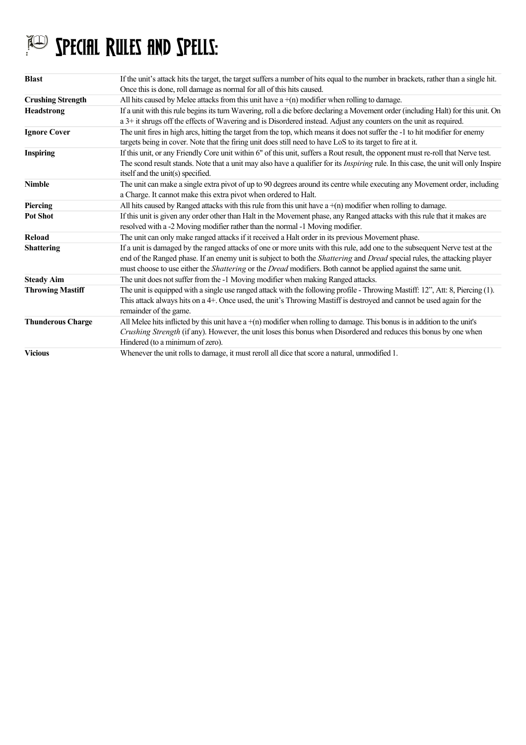# Special Rules and Spells:

| | |
|---|---|
| **Blast** | If the unit's attack hits the target, the target suffers a number of hits equal to the number in brackets, rather than a single hit. Once this is done, roll damage as normal for all of this hits caused. |
| **Crushing Strength** | All hits caused by Melee attacks from this unit have a +(n) modifier when rolling to damage. |
| **Headstrong** | If a unit with this rule begins its turn Wavering, roll a die before declaring a Movement order (including Halt) for this unit. On a 3+ it shrugs off the effects of Wavering and is Disordered instead. Adjust any counters on the unit as required. |
| **Ignore Cover** | The unit fires in high arcs, hitting the target from the top, which means it does not suffer the -1 to hit modifier for enemy targets being in cover. Note that the firing unit does still need to have LoS to its target to fire at it. |
| **Inspiring** | If this unit, or any Friendly Core unit within 6" of this unit, suffers a Rout result, the opponent must re-roll that Nerve test. The scond result stands. Note that a unit may also have a qualifier for its *Inspiring* rule. In this case, the unit will only Inspire itself and the unit(s) specified. |
| **Nimble** | The unit can make a single extra pivot of up to 90 degrees around its centre while executing any Movement order, including a Charge. It cannot make this extra pivot when ordered to Halt. |
| **Piercing** | All hits caused by Ranged attacks with this rule from this unit have a +(n) modifier when rolling to damage. |
| **Pot Shot** | If this unit is given any order other than Halt in the Movement phase, any Ranged attacks with this rule that it makes are resolved with a -2 Moving modifier rather than the normal -1 Moving modifier. |
| **Reload** | The unit can only make ranged attacks if it received a Halt order in its previous Movement phase. |
| **Shattering** | If a unit is damaged by the ranged attacks of one or more units with this rule, add one to the subsequent Nerve test at the end of the Ranged phase. If an enemy unit is subject to both the *Shattering* and *Dread* special rules, the attacking player must choose to use either the *Shattering* or the *Dread* modifiers. Both cannot be applied against the same unit. |
| **Steady Aim** | The unit does not suffer from the -1 Moving modifier when making Ranged attacks. |
| **Throwing Mastiff** | The unit is equipped with a single use ranged attack with the following profile - Throwing Mastiff: 12", Att: 8, Piercing (1). This attack always hits on a 4+. Once used, the unit's Throwing Mastiff is destroyed and cannot be used again for the remainder of the game. |
| **Thunderous Charge** | All Melee hits inflicted by this unit have a +(n) modifier when rolling to damage. This bonus is in addition to the unit's *Crushing Strength* (if any). However, the unit loses this bonus when Disordered and reduces this bonus by one when Hindered (to a minimum of zero). |
| **Vicious** | Whenever the unit rolls to damage, it must reroll all dice that score a natural, unmodified 1. |